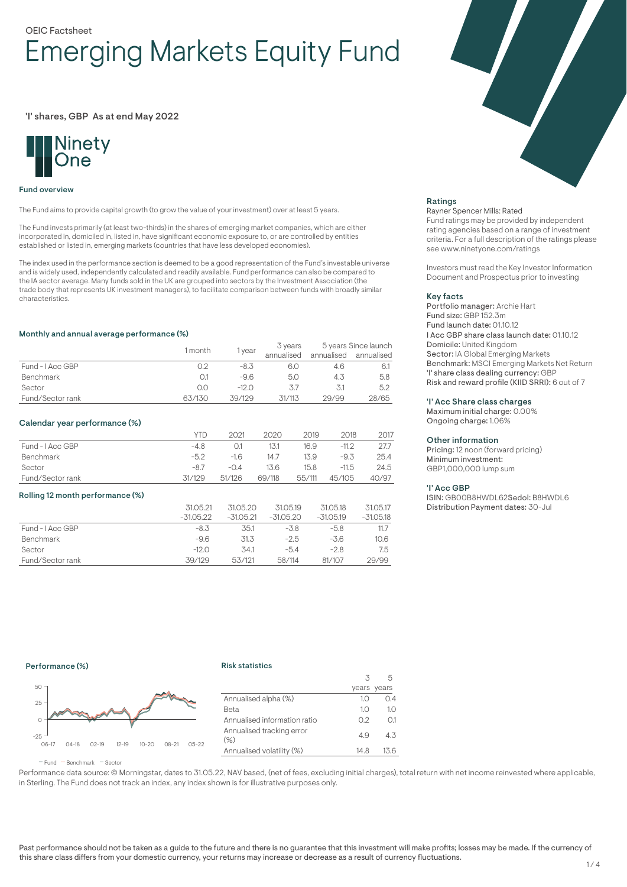OEIC Factsheet

# Emerging Markets Equity Fund

'I' shares, GBP As at end May 2022

Ninety One

## Fund overview

The Fund aims to provide capital growth (to grow the value of your investment) over at least 5 years.

The Fund invests primarily (at least two-thirds) in the shares of emerging market companies, which are either incorporated in, domiciled in, listed in, have significant economic exposure to, or are controlled by entities established or listed in, emerging markets (countries that have less developed economies).

The index used in the performance section is deemed to be a good representation of the Fund's investable universe and is widely used, independently calculated and readily available. Fund performance can also be compared to the IA sector average. Many funds sold in the UK are grouped into sectors by the Investment Association (the trade body that represents UK investment managers), to facilitate comparison between funds with broadly similar characteristics.

### Monthly and annual average performance (%)

| | 1 month | 1 year | 3 years annualised | 5 years annualised | Since launch annualised |
|---|---|---|---|---|---|
| Fund - I Acc GBP | 0.2 | -8.3 | 6.0 | 4.6 | 6.1 |
| Benchmark | 0.1 | -9.6 | 5.0 | 4.3 | 5.8 |
| Sector | 0.0 | -12.0 | 3.7 | 3.1 | 5.2 |
| Fund/Sector rank | 63/130 | 39/129 | 31/113 | 29/99 | 28/65 |

### Calendar year performance (%)

| | YTD | 2021 | 2020 | 2019 | 2018 | 2017 |
|---|---|---|---|---|---|---|
| Fund - I Acc GBP | -4.8 | 0.1 | 13.1 | 16.9 | -11.2 | 27.7 |
| Benchmark | -5.2 | -1.6 | 14.7 | 13.9 | -9.3 | 25.4 |
| Sector | -8.7 | -0.4 | 13.6 | 15.8 | -11.5 | 24.5 |
| Fund/Sector rank | 31/129 | 51/126 | 69/118 | 55/111 | 45/105 | 40/97 |

### Rolling 12 month performance (%)

| | 31.05.21 -31.05.22 | 31.05.20 -31.05.21 | 31.05.19 -31.05.20 | 31.05.18 -31.05.19 | 31.05.17 -31.05.18 |
|---|---|---|---|---|---|
| Fund - I Acc GBP | -8.3 | 35.1 | -3.8 | -5.8 | 11.7 |
| Benchmark | -9.6 | 31.3 | -2.5 | -3.6 | 10.6 |
| Sector | -12.0 | 34.1 | -5.4 | -2.8 | 7.5 |
| Fund/Sector rank | 39/129 | 53/121 | 58/114 | 81/107 | 29/99 |

### Performance (%)

— Fund — Benchmark — Sector

### Risk statistics

| | 3 years | 5 years |
|---|---|---|
| Annualised alpha (%) | 1.0 | 0.4 |
| Beta | 1.0 | 1.0 |
| Annualised information ratio | 0.2 | 0.1 |
| Annualised tracking error (%) | 4.9 | 4.3 |
| Annualised volatility (%) | 14.8 | 13.6 |

Performance data source: © Morningstar, dates to 31.05.22, NAV based, (net of fees, excluding initial charges), total return with net income reinvested where applicable, in Sterling. The Fund does not track an index, any index shown is for illustrative purposes only.

### Ratings

Rayner Spencer Mills: Rated

Fund ratings may be provided by independent rating agencies based on a range of investment criteria. For a full description of the ratings please see www.ninetyone.com/ratings

Investors must read the Key Investor Information Document and Prospectus prior to investing

### Key facts

**Portfolio manager:** Archie Hart
**Fund size:** GBP 152.3m
**Fund launch date:** 01.10.12
**I Acc GBP share class launch date:** 01.10.12
**Domicile:** United Kingdom
**Sector:** IA Global Emerging Markets
**Benchmark:** MSCI Emerging Markets Net Return
**'I' share class dealing currency:** GBP
**Risk and reward profile (KIID SRRI):** 6 out of 7

### 'I' Acc Share class charges

**Maximum initial charge:** 0.00%
**Ongoing charge:** 1.06%

### Other information

**Pricing:** 12 noon (forward pricing)
**Minimum investment:** GBP1,000,000 lump sum

### 'I' Acc GBP

**ISIN:** GB00B8HWDL62 **Sedol:** B8HWDL6
**Distribution Payment dates:** 30-Jul

Past performance should not be taken as a guide to the future and there is no guarantee that this investment will make profits; losses may be made. If the currency of this share class differs from your domestic currency, your returns may increase or decrease as a result of currency fluctuations.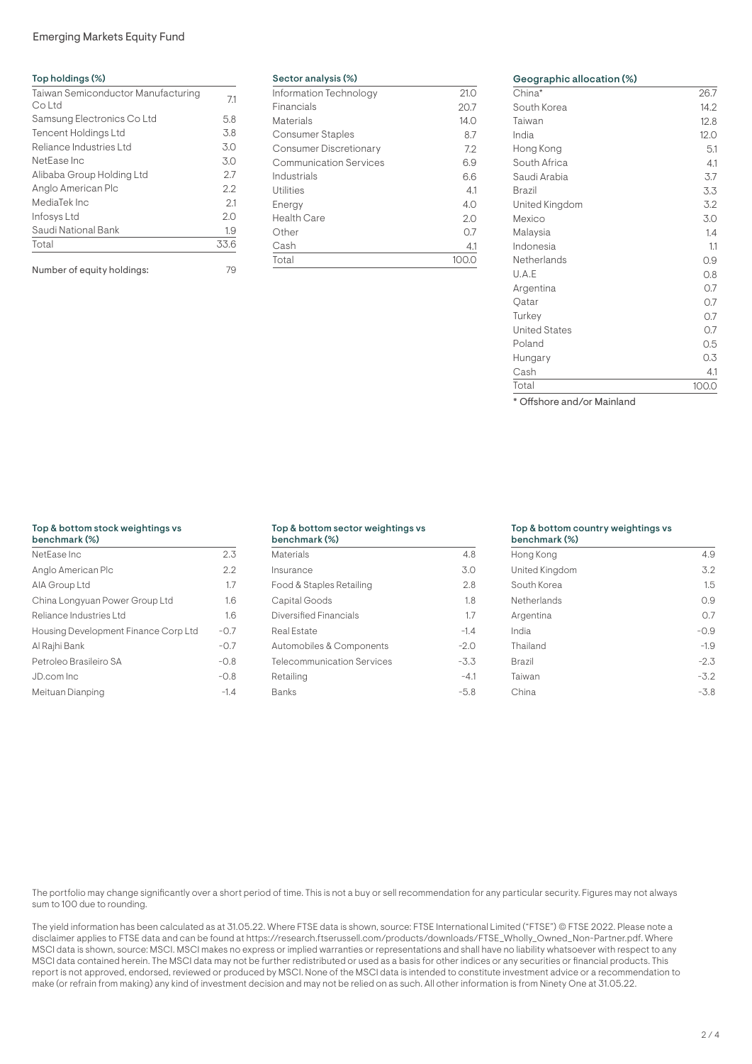### Top holdings (%)

| Holding | % |
|---|---|
| Taiwan Semiconductor Manufacturing Co Ltd | 7.1 |
| Samsung Electronics Co Ltd | 5.8 |
| Tencent Holdings Ltd | 3.8 |
| Reliance Industries Ltd | 3.0 |
| NetEase Inc | 3.0 |
| Alibaba Group Holding Ltd | 2.7 |
| Anglo American Plc | 2.2 |
| MediaTek Inc | 2.1 |
| Infosys Ltd | 2.0 |
| Saudi National Bank | 1.9 |
| Total | 33.6 |

Number of equity holdings: 79

### Sector analysis (%)

| Sector | % |
|---|---|
| Information Technology | 21.0 |
| Financials | 20.7 |
| Materials | 14.0 |
| Consumer Staples | 8.7 |
| Consumer Discretionary | 7.2 |
| Communication Services | 6.9 |
| Industrials | 6.6 |
| Utilities | 4.1 |
| Energy | 4.0 |
| Health Care | 2.0 |
| Other | 0.7 |
| Cash | 4.1 |
| Total | 100.0 |

### Geographic allocation (%)

| Country | % |
|---|---|
| China* | 26.7 |
| South Korea | 14.2 |
| Taiwan | 12.8 |
| India | 12.0 |
| Hong Kong | 5.1 |
| South Africa | 4.1 |
| Saudi Arabia | 3.7 |
| Brazil | 3.3 |
| United Kingdom | 3.2 |
| Mexico | 3.0 |
| Malaysia | 1.4 |
| Indonesia | 1.1 |
| Netherlands | 0.9 |
| U.A.E | 0.8 |
| Argentina | 0.7 |
| Qatar | 0.7 |
| Turkey | 0.7 |
| United States | 0.7 |
| Poland | 0.5 |
| Hungary | 0.3 |
| Cash | 4.1 |
| Total | 100.0 |

* Offshore and/or Mainland

### Top & bottom stock weightings vs benchmark (%)

| Stock | % |
|---|---|
| NetEase Inc | 2.3 |
| Anglo American Plc | 2.2 |
| AIA Group Ltd | 1.7 |
| China Longyuan Power Group Ltd | 1.6 |
| Reliance Industries Ltd | 1.6 |
| Housing Development Finance Corp Ltd | -0.7 |
| Al Rajhi Bank | -0.7 |
| Petroleo Brasileiro SA | -0.8 |
| JD.com Inc | -0.8 |
| Meituan Dianping | -1.4 |

### Top & bottom sector weightings vs benchmark (%)

| Sector | % |
|---|---|
| Materials | 4.8 |
| Insurance | 3.0 |
| Food & Staples Retailing | 2.8 |
| Capital Goods | 1.8 |
| Diversified Financials | 1.7 |
| Real Estate | -1.4 |
| Automobiles & Components | -2.0 |
| Telecommunication Services | -3.3 |
| Retailing | -4.1 |
| Banks | -5.8 |

### Top & bottom country weightings vs benchmark (%)

| Country | % |
|---|---|
| Hong Kong | 4.9 |
| United Kingdom | 3.2 |
| South Korea | 1.5 |
| Netherlands | 0.9 |
| Argentina | 0.7 |
| India | -0.9 |
| Thailand | -1.9 |
| Brazil | -2.3 |
| Taiwan | -3.2 |
| China | -3.8 |

The portfolio may change significantly over a short period of time. This is not a buy or sell recommendation for any particular security. Figures may not always sum to 100 due to rounding.

The yield information has been calculated as at 31.05.22. Where FTSE data is shown, source: FTSE International Limited ("FTSE") © FTSE 2022. Please note a disclaimer applies to FTSE data and can be found at https://research.ftserussell.com/products/downloads/FTSE_Wholly_Owned_Non-Partner.pdf. Where MSCI data is shown, source: MSCI. MSCI makes no express or implied warranties or representations and shall have no liability whatsoever with respect to any MSCI data contained herein. The MSCI data may not be further redistributed or used as a basis for other indices or any securities or financial products. This report is not approved, endorsed, reviewed or produced by MSCI. None of the MSCI data is intended to constitute investment advice or a recommendation to make (or refrain from making) any kind of investment decision and may not be relied on as such. All other information is from Ninety One at 31.05.22.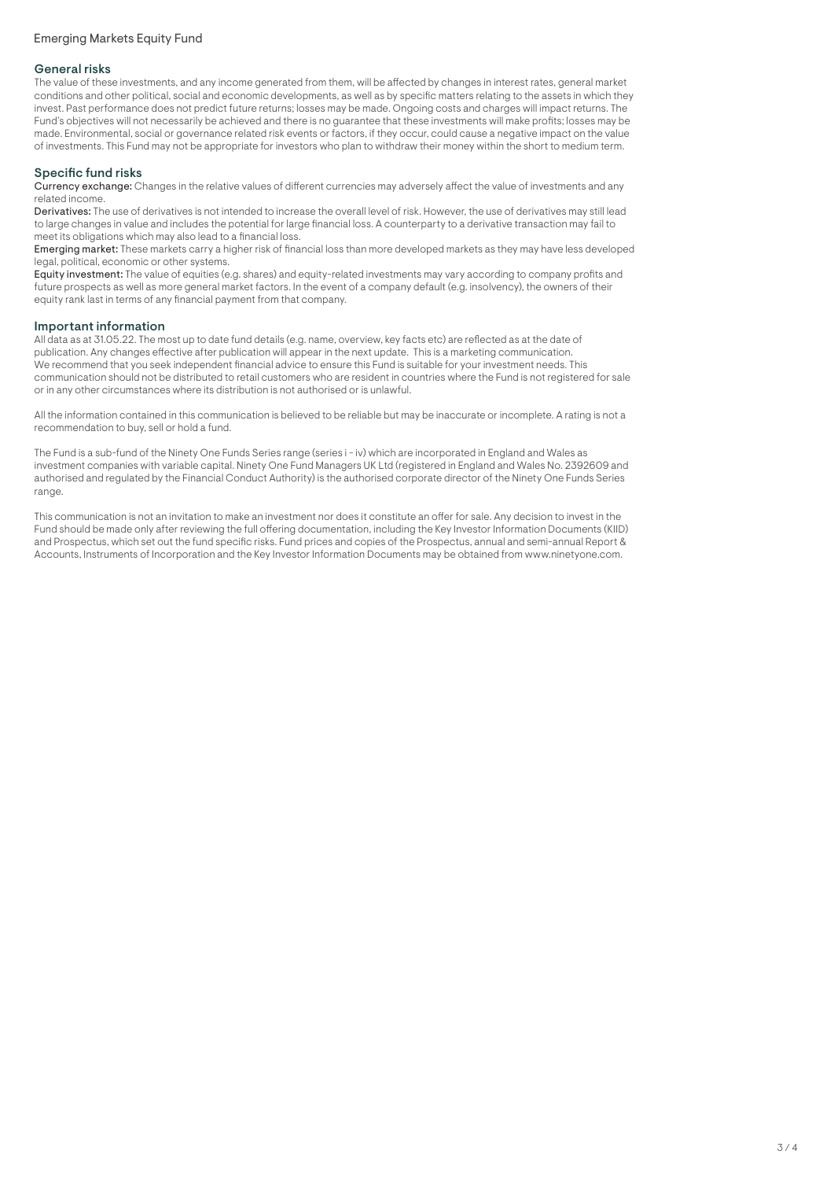## General risks

The value of these investments, and any income generated from them, will be affected by changes in interest rates, general market conditions and other political, social and economic developments, as well as by specific matters relating to the assets in which they invest. Past performance does not predict future returns; losses may be made. Ongoing costs and charges will impact returns. The Fund's objectives will not necessarily be achieved and there is no guarantee that these investments will make profits; losses may be made. Environmental, social or governance related risk events or factors, if they occur, could cause a negative impact on the value of investments. This Fund may not be appropriate for investors who plan to withdraw their money within the short to medium term.

## Specific fund risks

**Currency exchange:** Changes in the relative values of different currencies may adversely affect the value of investments and any related income.

**Derivatives:** The use of derivatives is not intended to increase the overall level of risk. However, the use of derivatives may still lead to large changes in value and includes the potential for large financial loss. A counterparty to a derivative transaction may fail to meet its obligations which may also lead to a financial loss.

**Emerging market:** These markets carry a higher risk of financial loss than more developed markets as they may have less developed legal, political, economic or other systems.

**Equity investment:** The value of equities (e.g. shares) and equity-related investments may vary according to company profits and future prospects as well as more general market factors. In the event of a company default (e.g. insolvency), the owners of their equity rank last in terms of any financial payment from that company.

## Important information

All data as at 31.05.22. The most up to date fund details (e.g. name, overview, key facts etc) are reflected as at the date of publication. Any changes effective after publication will appear in the next update. This is a marketing communication. We recommend that you seek independent financial advice to ensure this Fund is suitable for your investment needs. This communication should not be distributed to retail customers who are resident in countries where the Fund is not registered for sale or in any other circumstances where its distribution is not authorised or is unlawful.

All the information contained in this communication is believed to be reliable but may be inaccurate or incomplete. A rating is not a recommendation to buy, sell or hold a fund.

The Fund is a sub-fund of the Ninety One Funds Series range (series i - iv) which are incorporated in England and Wales as investment companies with variable capital. Ninety One Fund Managers UK Ltd (registered in England and Wales No. 2392609 and authorised and regulated by the Financial Conduct Authority) is the authorised corporate director of the Ninety One Funds Series range.

This communication is not an invitation to make an investment nor does it constitute an offer for sale. Any decision to invest in the Fund should be made only after reviewing the full offering documentation, including the Key Investor Information Documents (KIID) and Prospectus, which set out the fund specific risks. Fund prices and copies of the Prospectus, annual and semi-annual Report & Accounts, Instruments of Incorporation and the Key Investor Information Documents may be obtained from www.ninetyone.com.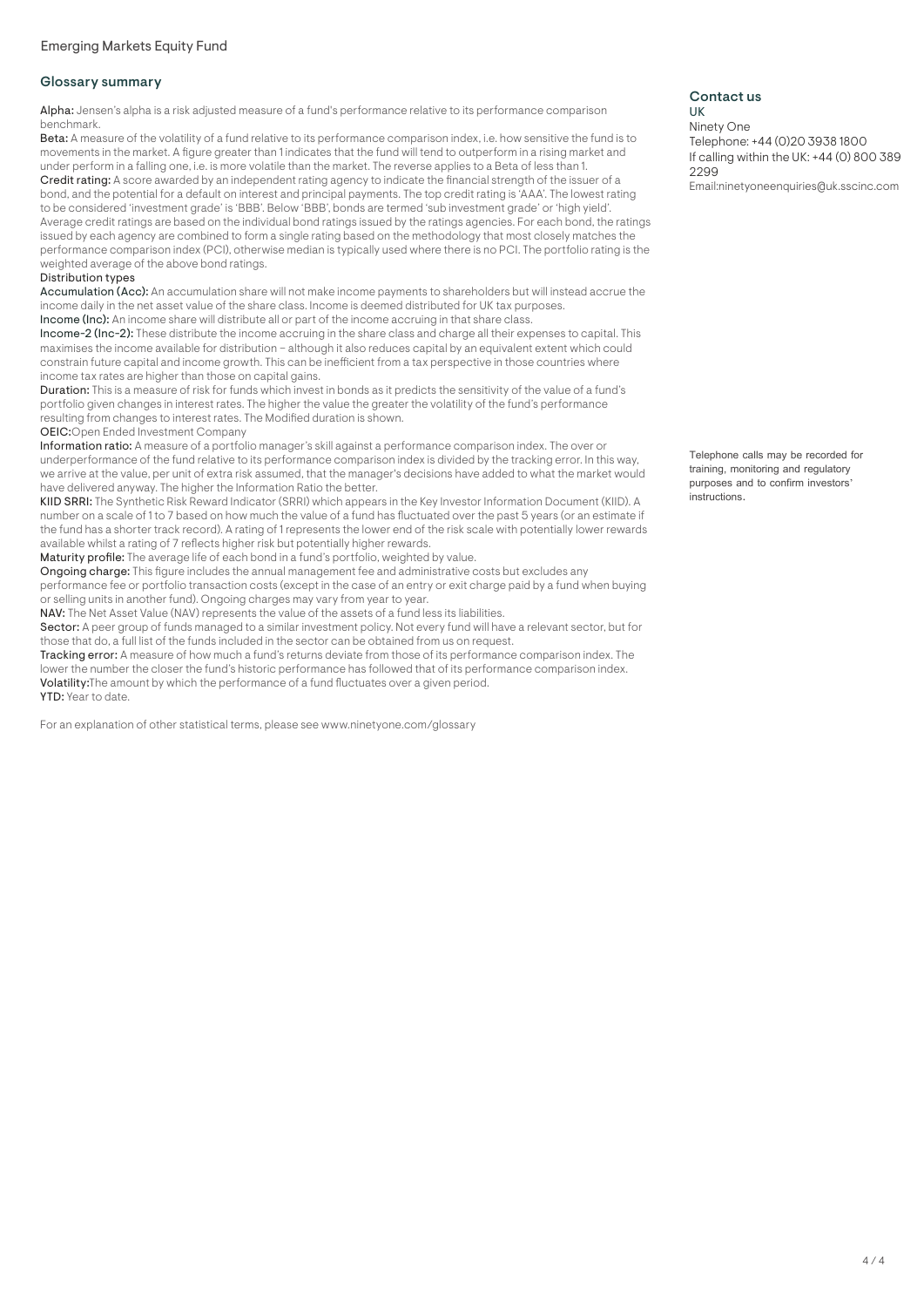## Glossary summary

**Alpha:** Jensen's alpha is a risk adjusted measure of a fund's performance relative to its performance comparison benchmark.

**Beta:** A measure of the volatility of a fund relative to its performance comparison index, i.e. how sensitive the fund is to movements in the market. A figure greater than 1 indicates that the fund will tend to outperform in a rising market and under perform in a falling one, i.e. is more volatile than the market. The reverse applies to a Beta of less than 1.

**Credit rating:** A score awarded by an independent rating agency to indicate the financial strength of the issuer of a bond, and the potential for a default on interest and principal payments. The top credit rating is 'AAA'. The lowest rating to be considered 'investment grade' is 'BBB'. Below 'BBB', bonds are termed 'sub investment grade' or 'high yield'. Average credit ratings are based on the individual bond ratings issued by the ratings agencies. For each bond, the ratings issued by each agency are combined to form a single rating based on the methodology that most closely matches the performance comparison index (PCI), otherwise median is typically used where there is no PCI. The portfolio rating is the weighted average of the above bond ratings.

**Distribution types**

**Accumulation (Acc):** An accumulation share will not make income payments to shareholders but will instead accrue the income daily in the net asset value of the share class. Income is deemed distributed for UK tax purposes.

**Income (Inc):** An income share will distribute all or part of the income accruing in that share class.

**Income-2 (Inc-2):** These distribute the income accruing in the share class and charge all their expenses to capital. This maximises the income available for distribution – although it also reduces capital by an equivalent extent which could constrain future capital and income growth. This can be inefficient from a tax perspective in those countries where income tax rates are higher than those on capital gains.

**Duration:** This is a measure of risk for funds which invest in bonds as it predicts the sensitivity of the value of a fund's portfolio given changes in interest rates. The higher the value the greater the volatility of the fund's performance resulting from changes to interest rates. The Modified duration is shown.

**OEIC:** Open Ended Investment Company

**Information ratio:** A measure of a portfolio manager's skill against a performance comparison index. The over or underperformance of the fund relative to its performance comparison index is divided by the tracking error. In this way, we arrive at the value, per unit of extra risk assumed, that the manager's decisions have added to what the market would have delivered anyway. The higher the Information Ratio the better.

**KIID SRRI:** The Synthetic Risk Reward Indicator (SRRI) which appears in the Key Investor Information Document (KIID). A number on a scale of 1 to 7 based on how much the value of a fund has fluctuated over the past 5 years (or an estimate if the fund has a shorter track record). A rating of 1 represents the lower end of the risk scale with potentially lower rewards available whilst a rating of 7 reflects higher risk but potentially higher rewards.

**Maturity profile:** The average life of each bond in a fund's portfolio, weighted by value.

**Ongoing charge:** This figure includes the annual management fee and administrative costs but excludes any performance fee or portfolio transaction costs (except in the case of an entry or exit charge paid by a fund when buying or selling units in another fund). Ongoing charges may vary from year to year.

**NAV:** The Net Asset Value (NAV) represents the value of the assets of a fund less its liabilities.

**Sector:** A peer group of funds managed to a similar investment policy. Not every fund will have a relevant sector, but for those that do, a full list of the funds included in the sector can be obtained from us on request.

**Tracking error:** A measure of how much a fund's returns deviate from those of its performance comparison index. The lower the number the closer the fund's historic performance has followed that of its performance comparison index.

**Volatility:** The amount by which the performance of a fund fluctuates over a given period.

**YTD:** Year to date.

For an explanation of other statistical terms, please see www.ninetyone.com/glossary

## Contact us

**UK**

Ninety One
Telephone: +44 (0)20 3938 1800
If calling within the UK: +44 (0) 800 389 2299
Email:ninetyoneenquiries@uk.sscinc.com

Telephone calls may be recorded for training, monitoring and regulatory purposes and to confirm investors' instructions.